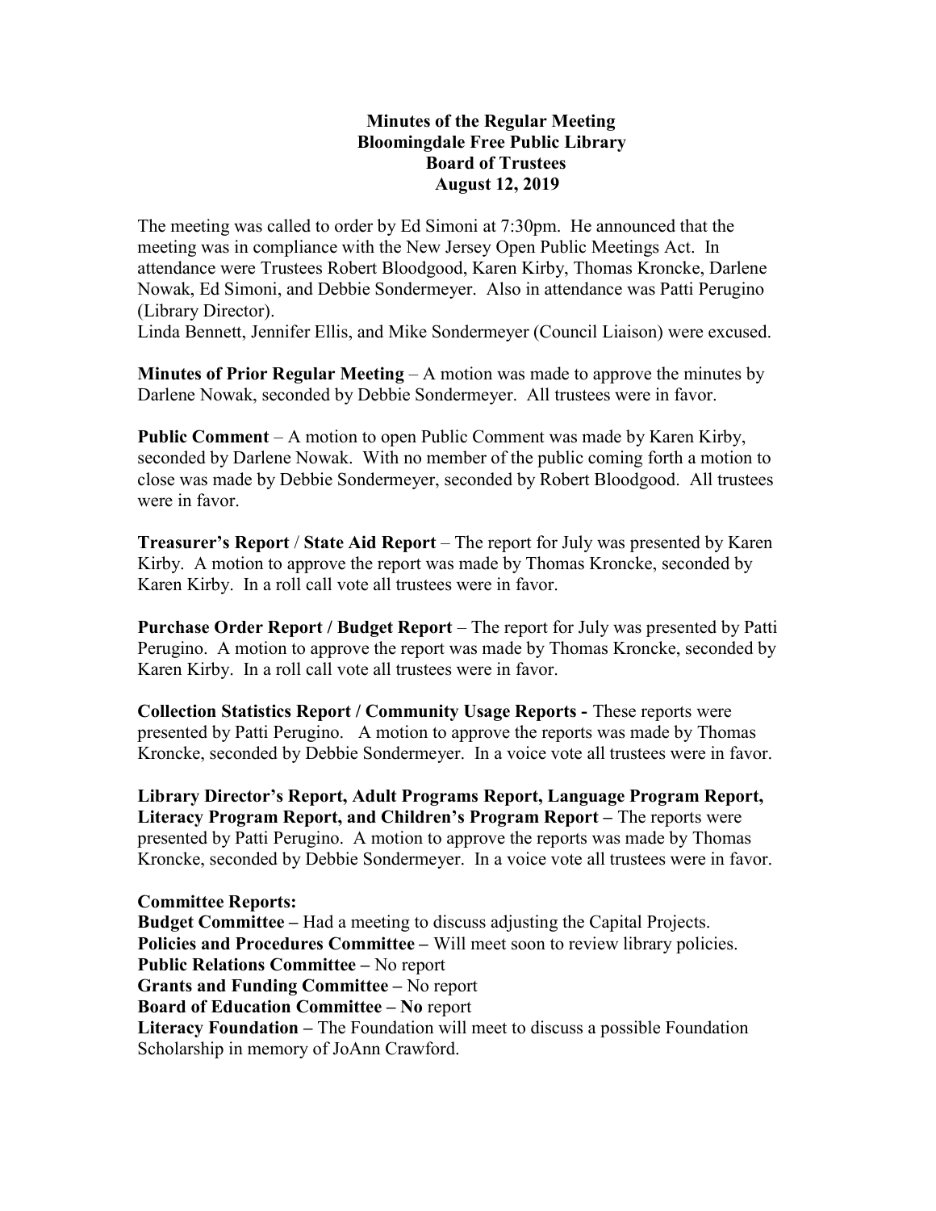**Minutes of the Regular Meeting**
**Bloomingdale Free Public Library**
**Board of Trustees**
**August 12, 2019**

The meeting was called to order by Ed Simoni at 7:30pm. He announced that the meeting was in compliance with the New Jersey Open Public Meetings Act. In attendance were Trustees Robert Bloodgood, Karen Kirby, Thomas Kroncke, Darlene Nowak, Ed Simoni, and Debbie Sondermeyer. Also in attendance was Patti Perugino (Library Director).
Linda Bennett, Jennifer Ellis, and Mike Sondermeyer (Council Liaison) were excused.

**Minutes of Prior Regular Meeting** – A motion was made to approve the minutes by Darlene Nowak, seconded by Debbie Sondermeyer. All trustees were in favor.

**Public Comment** – A motion to open Public Comment was made by Karen Kirby, seconded by Darlene Nowak. With no member of the public coming forth a motion to close was made by Debbie Sondermeyer, seconded by Robert Bloodgood. All trustees were in favor.

**Treasurer's Report** / **State Aid Report** – The report for July was presented by Karen Kirby. A motion to approve the report was made by Thomas Kroncke, seconded by Karen Kirby. In a roll call vote all trustees were in favor.

**Purchase Order Report / Budget Report** – The report for July was presented by Patti Perugino. A motion to approve the report was made by Thomas Kroncke, seconded by Karen Kirby. In a roll call vote all trustees were in favor.

**Collection Statistics Report / Community Usage Reports -** These reports were presented by Patti Perugino. A motion to approve the reports was made by Thomas Kroncke, seconded by Debbie Sondermeyer. In a voice vote all trustees were in favor.

**Library Director's Report, Adult Programs Report, Language Program Report, Literacy Program Report, and Children's Program Report –** The reports were presented by Patti Perugino. A motion to approve the reports was made by Thomas Kroncke, seconded by Debbie Sondermeyer. In a voice vote all trustees were in favor.

**Committee Reports:**
**Budget Committee –** Had a meeting to discuss adjusting the Capital Projects.
**Policies and Procedures Committee –** Will meet soon to review library policies.
**Public Relations Committee –** No report
**Grants and Funding Committee –** No report
**Board of Education Committee – No** report
**Literacy Foundation –** The Foundation will meet to discuss a possible Foundation Scholarship in memory of JoAnn Crawford.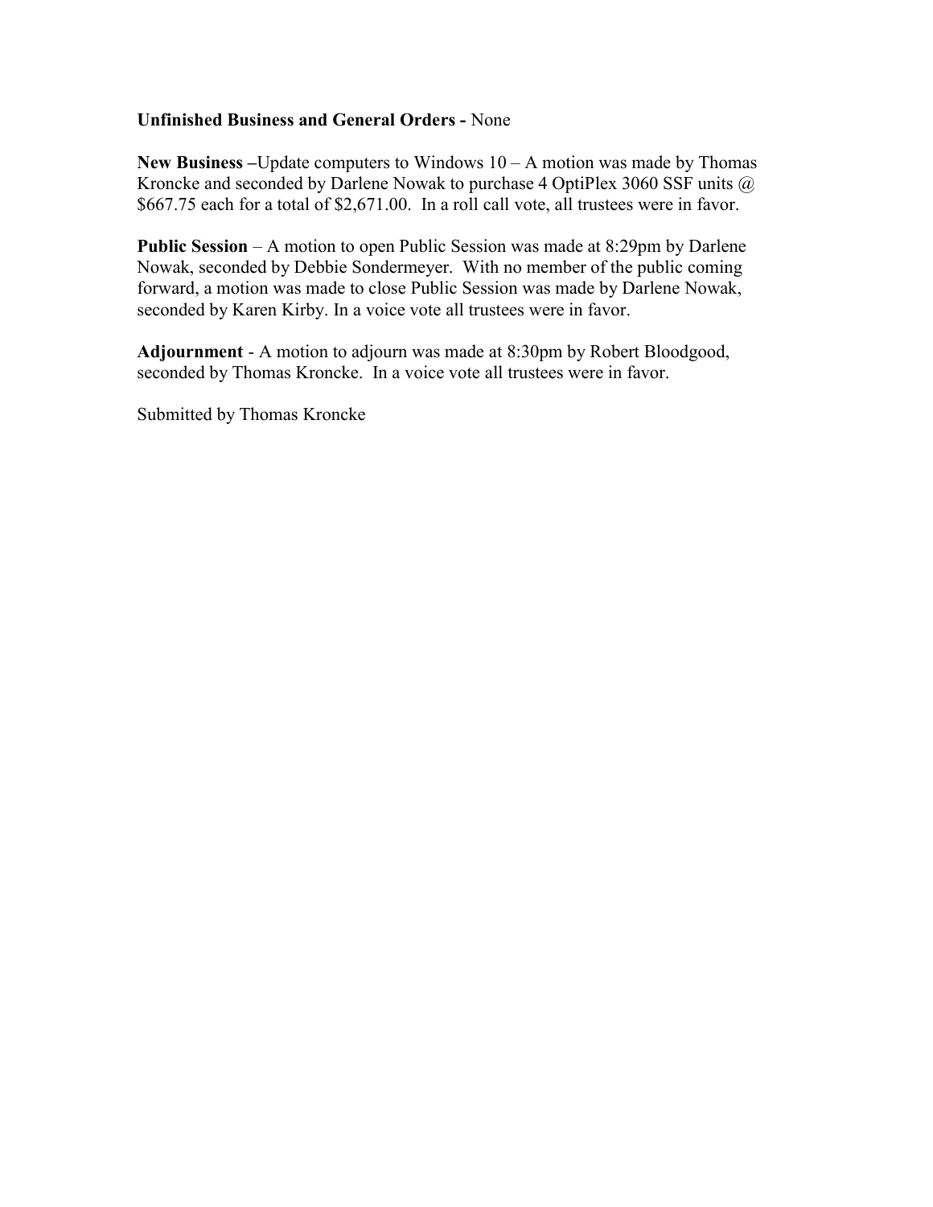**Unfinished Business and General Orders -** None

**New Business –**Update computers to Windows 10 – A motion was made by Thomas Kroncke and seconded by Darlene Nowak to purchase 4 OptiPlex 3060 SSF units @ $667.75 each for a total of $2,671.00. In a roll call vote, all trustees were in favor.

**Public Session** – A motion to open Public Session was made at 8:29pm by Darlene Nowak, seconded by Debbie Sondermeyer. With no member of the public coming forward, a motion was made to close Public Session was made by Darlene Nowak, seconded by Karen Kirby. In a voice vote all trustees were in favor.

**Adjournment** - A motion to adjourn was made at 8:30pm by Robert Bloodgood, seconded by Thomas Kroncke. In a voice vote all trustees were in favor.

Submitted by Thomas Kroncke